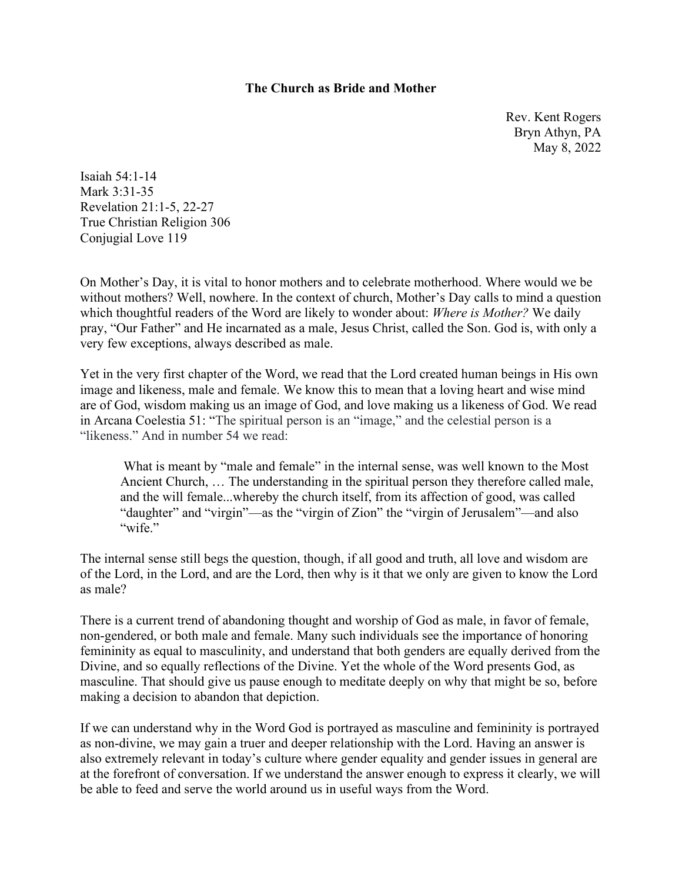**The Church as Bride and Mother**

Rev. Kent Rogers
Bryn Athyn, PA
May 8, 2022

Isaiah 54:1-14
Mark 3:31-35
Revelation 21:1-5, 22-27
True Christian Religion 306
Conjugial Love 119

On Mother's Day, it is vital to honor mothers and to celebrate motherhood. Where would we be without mothers? Well, nowhere. In the context of church, Mother's Day calls to mind a question which thoughtful readers of the Word are likely to wonder about: *Where is Mother?* We daily pray, "Our Father" and He incarnated as a male, Jesus Christ, called the Son. God is, with only a very few exceptions, always described as male.

Yet in the very first chapter of the Word, we read that the Lord created human beings in His own image and likeness, male and female. We know this to mean that a loving heart and wise mind are of God, wisdom making us an image of God, and love making us a likeness of God. We read in Arcana Coelestia 51: "The spiritual person is an "image," and the celestial person is a "likeness." And in number 54 we read:

> What is meant by "male and female" in the internal sense, was well known to the Most Ancient Church, … The understanding in the spiritual person they therefore called male, and the will female...whereby the church itself, from its affection of good, was called "daughter" and "virgin"—as the "virgin of Zion" the "virgin of Jerusalem"—and also "wife."

The internal sense still begs the question, though, if all good and truth, all love and wisdom are of the Lord, in the Lord, and are the Lord, then why is it that we only are given to know the Lord as male?

There is a current trend of abandoning thought and worship of God as male, in favor of female, non-gendered, or both male and female. Many such individuals see the importance of honoring femininity as equal to masculinity, and understand that both genders are equally derived from the Divine, and so equally reflections of the Divine. Yet the whole of the Word presents God, as masculine. That should give us pause enough to meditate deeply on why that might be so, before making a decision to abandon that depiction.

If we can understand why in the Word God is portrayed as masculine and femininity is portrayed as non-divine, we may gain a truer and deeper relationship with the Lord. Having an answer is also extremely relevant in today's culture where gender equality and gender issues in general are at the forefront of conversation. If we understand the answer enough to express it clearly, we will be able to feed and serve the world around us in useful ways from the Word.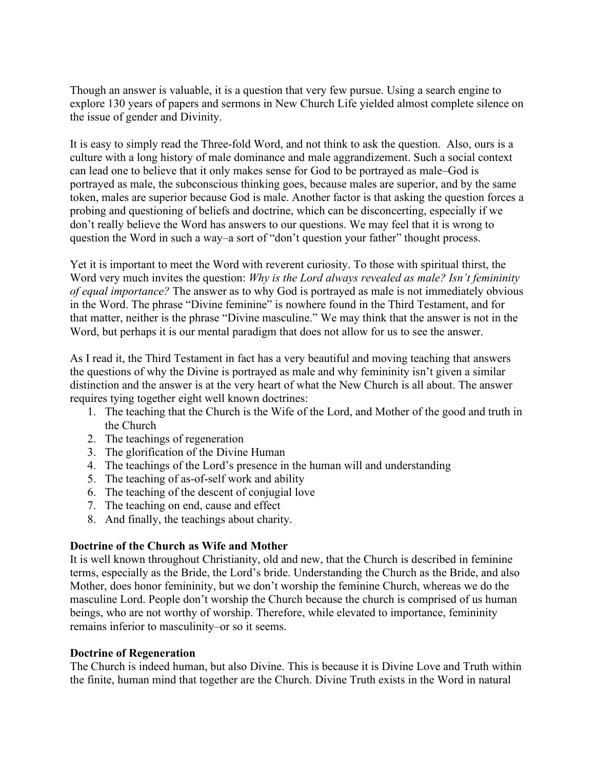Though an answer is valuable, it is a question that very few pursue. Using a search engine to explore 130 years of papers and sermons in New Church Life yielded almost complete silence on the issue of gender and Divinity.

It is easy to simply read the Three-fold Word, and not think to ask the question. Also, ours is a culture with a long history of male dominance and male aggrandizement. Such a social context can lead one to believe that it only makes sense for God to be portrayed as male–God is portrayed as male, the subconscious thinking goes, because males are superior, and by the same token, males are superior because God is male. Another factor is that asking the question forces a probing and questioning of beliefs and doctrine, which can be disconcerting, especially if we don't really believe the Word has answers to our questions. We may feel that it is wrong to question the Word in such a way–a sort of "don't question your father" thought process.

Yet it is important to meet the Word with reverent curiosity. To those with spiritual thirst, the Word very much invites the question: *Why is the Lord always revealed as male? Isn't femininity of equal importance?* The answer as to why God is portrayed as male is not immediately obvious in the Word. The phrase "Divine feminine" is nowhere found in the Third Testament, and for that matter, neither is the phrase "Divine masculine." We may think that the answer is not in the Word, but perhaps it is our mental paradigm that does not allow for us to see the answer.

As I read it, the Third Testament in fact has a very beautiful and moving teaching that answers the questions of why the Divine is portrayed as male and why femininity isn't given a similar distinction and the answer is at the very heart of what the New Church is all about. The answer requires tying together eight well known doctrines:

1. The teaching that the Church is the Wife of the Lord, and Mother of the good and truth in the Church
2. The teachings of regeneration
3. The glorification of the Divine Human
4. The teachings of the Lord's presence in the human will and understanding
5. The teaching of as-of-self work and ability
6. The teaching of the descent of conjugial love
7. The teaching on end, cause and effect
8. And finally, the teachings about charity.

**Doctrine of the Church as Wife and Mother**

It is well known throughout Christianity, old and new, that the Church is described in feminine terms, especially as the Bride, the Lord's bride. Understanding the Church as the Bride, and also Mother, does honor femininity, but we don't worship the feminine Church, whereas we do the masculine Lord. People don't worship the Church because the church is comprised of us human beings, who are not worthy of worship. Therefore, while elevated to importance, femininity remains inferior to masculinity–or so it seems.

**Doctrine of Regeneration**

The Church is indeed human, but also Divine. This is because it is Divine Love and Truth within the finite, human mind that together are the Church. Divine Truth exists in the Word in natural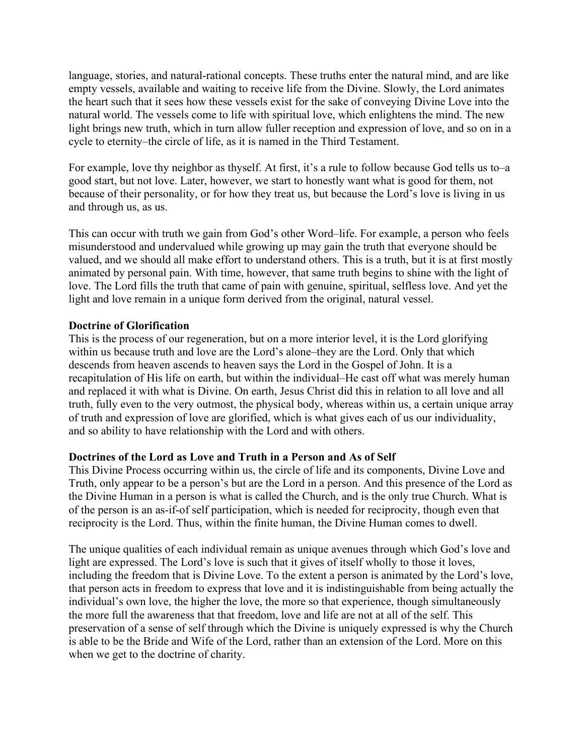language, stories, and natural-rational concepts. These truths enter the natural mind, and are like empty vessels, available and waiting to receive life from the Divine. Slowly, the Lord animates the heart such that it sees how these vessels exist for the sake of conveying Divine Love into the natural world. The vessels come to life with spiritual love, which enlightens the mind. The new light brings new truth, which in turn allow fuller reception and expression of love, and so on in a cycle to eternity–the circle of life, as it is named in the Third Testament.

For example, love thy neighbor as thyself. At first, it's a rule to follow because God tells us to–a good start, but not love. Later, however, we start to honestly want what is good for them, not because of their personality, or for how they treat us, but because the Lord's love is living in us and through us, as us.

This can occur with truth we gain from God's other Word–life. For example, a person who feels misunderstood and undervalued while growing up may gain the truth that everyone should be valued, and we should all make effort to understand others. This is a truth, but it is at first mostly animated by personal pain. With time, however, that same truth begins to shine with the light of love. The Lord fills the truth that came of pain with genuine, spiritual, selfless love. And yet the light and love remain in a unique form derived from the original, natural vessel.

**Doctrine of Glorification**

This is the process of our regeneration, but on a more interior level, it is the Lord glorifying within us because truth and love are the Lord's alone–they are the Lord. Only that which descends from heaven ascends to heaven says the Lord in the Gospel of John. It is a recapitulation of His life on earth, but within the individual–He cast off what was merely human and replaced it with what is Divine. On earth, Jesus Christ did this in relation to all love and all truth, fully even to the very outmost, the physical body, whereas within us, a certain unique array of truth and expression of love are glorified, which is what gives each of us our individuality, and so ability to have relationship with the Lord and with others.

**Doctrines of the Lord as Love and Truth in a Person and As of Self**

This Divine Process occurring within us, the circle of life and its components, Divine Love and Truth, only appear to be a person's but are the Lord in a person. And this presence of the Lord as the Divine Human in a person is what is called the Church, and is the only true Church. What is of the person is an as-if-of self participation, which is needed for reciprocity, though even that reciprocity is the Lord. Thus, within the finite human, the Divine Human comes to dwell.

The unique qualities of each individual remain as unique avenues through which God's love and light are expressed. The Lord's love is such that it gives of itself wholly to those it loves, including the freedom that is Divine Love. To the extent a person is animated by the Lord's love, that person acts in freedom to express that love and it is indistinguishable from being actually the individual's own love, the higher the love, the more so that experience, though simultaneously the more full the awareness that that freedom, love and life are not at all of the self. This preservation of a sense of self through which the Divine is uniquely expressed is why the Church is able to be the Bride and Wife of the Lord, rather than an extension of the Lord. More on this when we get to the doctrine of charity.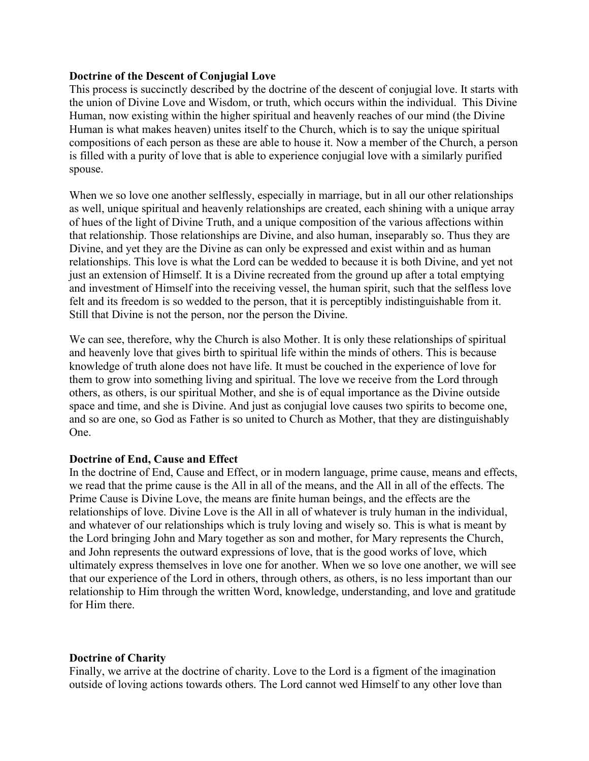**Doctrine of the Descent of Conjugial Love**

This process is succinctly described by the doctrine of the descent of conjugial love. It starts with the union of Divine Love and Wisdom, or truth, which occurs within the individual. This Divine Human, now existing within the higher spiritual and heavenly reaches of our mind (the Divine Human is what makes heaven) unites itself to the Church, which is to say the unique spiritual compositions of each person as these are able to house it. Now a member of the Church, a person is filled with a purity of love that is able to experience conjugial love with a similarly purified spouse.

When we so love one another selflessly, especially in marriage, but in all our other relationships as well, unique spiritual and heavenly relationships are created, each shining with a unique array of hues of the light of Divine Truth, and a unique composition of the various affections within that relationship. Those relationships are Divine, and also human, inseparably so. Thus they are Divine, and yet they are the Divine as can only be expressed and exist within and as human relationships. This love is what the Lord can be wedded to because it is both Divine, and yet not just an extension of Himself. It is a Divine recreated from the ground up after a total emptying and investment of Himself into the receiving vessel, the human spirit, such that the selfless love felt and its freedom is so wedded to the person, that it is perceptibly indistinguishable from it. Still that Divine is not the person, nor the person the Divine.

We can see, therefore, why the Church is also Mother. It is only these relationships of spiritual and heavenly love that gives birth to spiritual life within the minds of others. This is because knowledge of truth alone does not have life. It must be couched in the experience of love for them to grow into something living and spiritual. The love we receive from the Lord through others, as others, is our spiritual Mother, and she is of equal importance as the Divine outside space and time, and she is Divine. And just as conjugial love causes two spirits to become one, and so are one, so God as Father is so united to Church as Mother, that they are distinguishably One.

**Doctrine of End, Cause and Effect**

In the doctrine of End, Cause and Effect, or in modern language, prime cause, means and effects, we read that the prime cause is the All in all of the means, and the All in all of the effects. The Prime Cause is Divine Love, the means are finite human beings, and the effects are the relationships of love. Divine Love is the All in all of whatever is truly human in the individual, and whatever of our relationships which is truly loving and wisely so. This is what is meant by the Lord bringing John and Mary together as son and mother, for Mary represents the Church, and John represents the outward expressions of love, that is the good works of love, which ultimately express themselves in love one for another. When we so love one another, we will see that our experience of the Lord in others, through others, as others, is no less important than our relationship to Him through the written Word, knowledge, understanding, and love and gratitude for Him there.

**Doctrine of Charity**

Finally, we arrive at the doctrine of charity. Love to the Lord is a figment of the imagination outside of loving actions towards others. The Lord cannot wed Himself to any other love than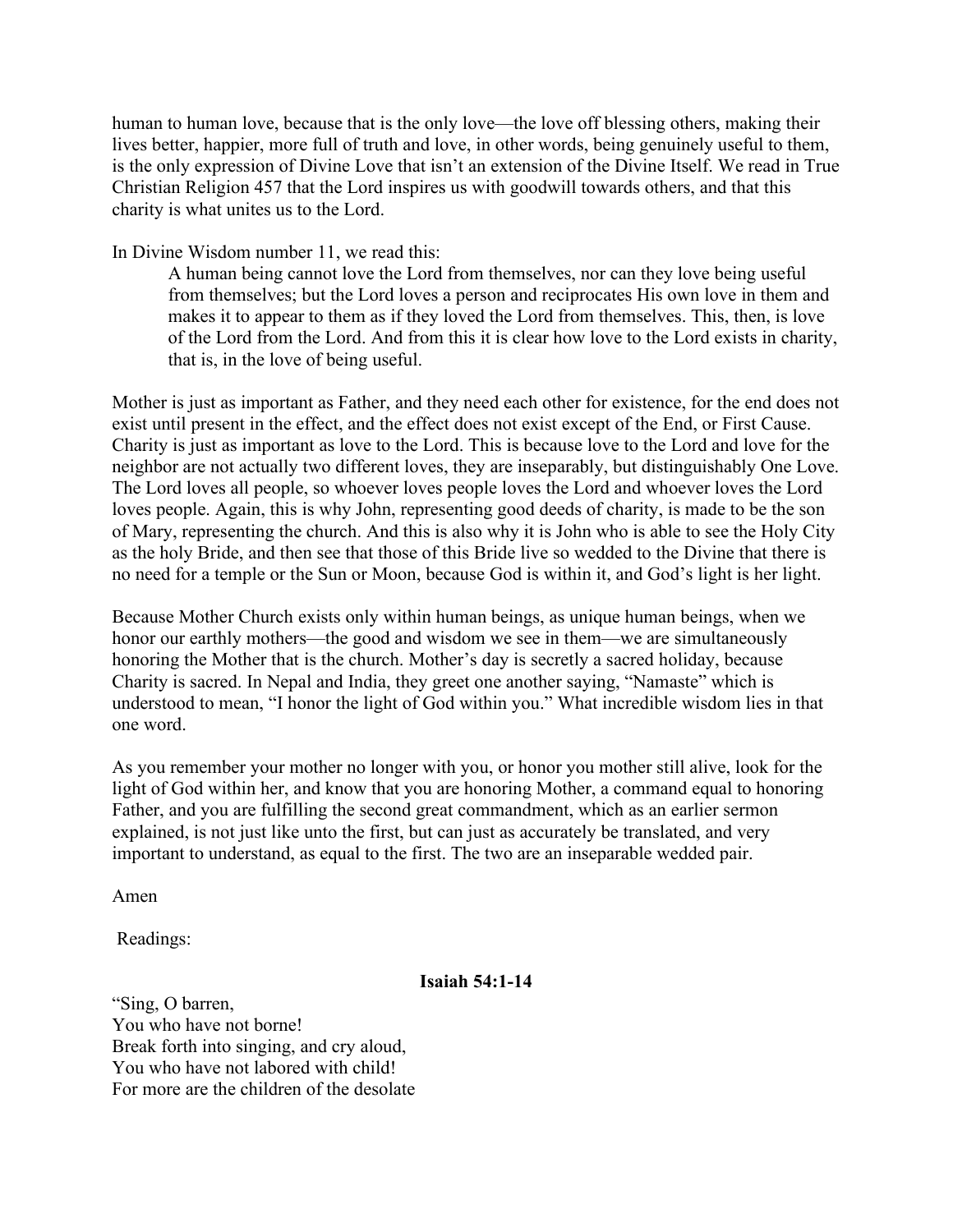human to human love, because that is the only love—the love off blessing others, making their lives better, happier, more full of truth and love, in other words, being genuinely useful to them, is the only expression of Divine Love that isn't an extension of the Divine Itself. We read in True Christian Religion 457 that the Lord inspires us with goodwill towards others, and that this charity is what unites us to the Lord.

In Divine Wisdom number 11, we read this:

> A human being cannot love the Lord from themselves, nor can they love being useful from themselves; but the Lord loves a person and reciprocates His own love in them and makes it to appear to them as if they loved the Lord from themselves. This, then, is love of the Lord from the Lord. And from this it is clear how love to the Lord exists in charity, that is, in the love of being useful.

Mother is just as important as Father, and they need each other for existence, for the end does not exist until present in the effect, and the effect does not exist except of the End, or First Cause. Charity is just as important as love to the Lord. This is because love to the Lord and love for the neighbor are not actually two different loves, they are inseparably, but distinguishably One Love. The Lord loves all people, so whoever loves people loves the Lord and whoever loves the Lord loves people. Again, this is why John, representing good deeds of charity, is made to be the son of Mary, representing the church. And this is also why it is John who is able to see the Holy City as the holy Bride, and then see that those of this Bride live so wedded to the Divine that there is no need for a temple or the Sun or Moon, because God is within it, and God's light is her light.

Because Mother Church exists only within human beings, as unique human beings, when we honor our earthly mothers—the good and wisdom we see in them—we are simultaneously honoring the Mother that is the church. Mother's day is secretly a sacred holiday, because Charity is sacred. In Nepal and India, they greet one another saying, "Namaste" which is understood to mean, "I honor the light of God within you." What incredible wisdom lies in that one word.

As you remember your mother no longer with you, or honor you mother still alive, look for the light of God within her, and know that you are honoring Mother, a command equal to honoring Father, and you are fulfilling the second great commandment, which as an earlier sermon explained, is not just like unto the first, but can just as accurately be translated, and very important to understand, as equal to the first. The two are an inseparable wedded pair.

Amen

Readings:

**Isaiah 54:1-14**

"Sing, O barren,  
You who have not borne!  
Break forth into singing, and cry aloud,  
You who have not labored with child!  
For more are the children of the desolate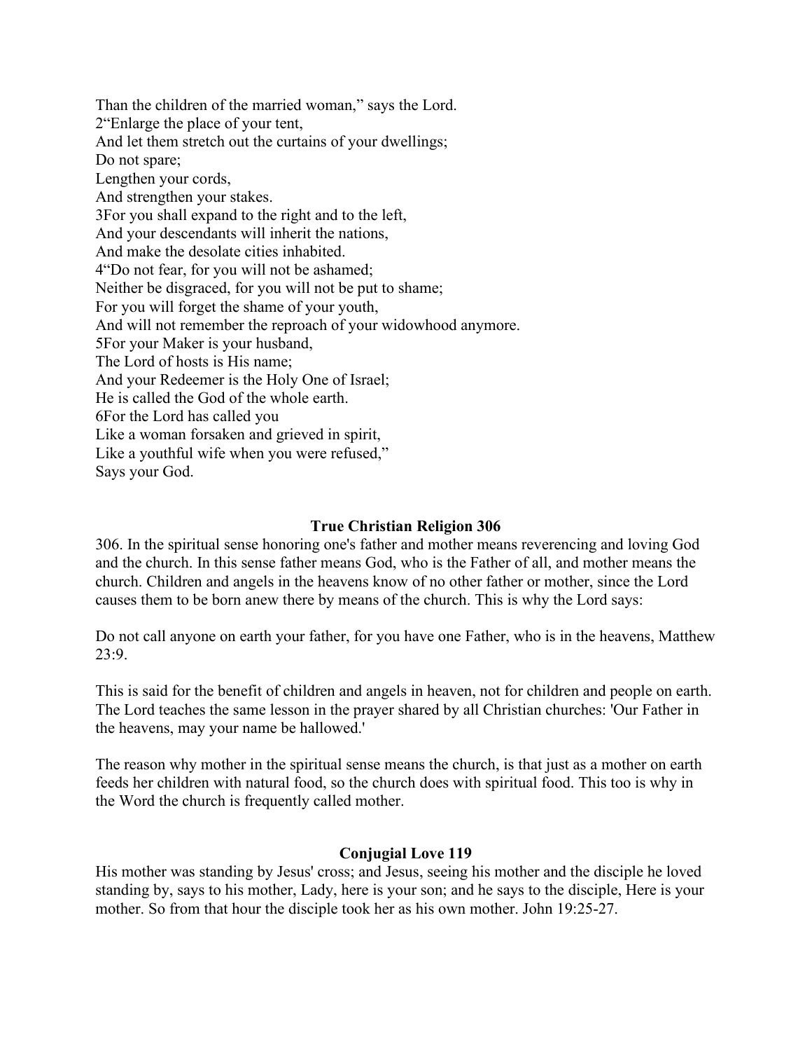Than the children of the married woman," says the Lord.
2"Enlarge the place of your tent,
And let them stretch out the curtains of your dwellings;
Do not spare;
Lengthen your cords,
And strengthen your stakes.
3For you shall expand to the right and to the left,
And your descendants will inherit the nations,
And make the desolate cities inhabited.
4"Do not fear, for you will not be ashamed;
Neither be disgraced, for you will not be put to shame;
For you will forget the shame of your youth,
And will not remember the reproach of your widowhood anymore.
5For your Maker is your husband,
The Lord of hosts is His name;
And your Redeemer is the Holy One of Israel;
He is called the God of the whole earth.
6For the Lord has called you
Like a woman forsaken and grieved in spirit,
Like a youthful wife when you were refused,"
Says your God.

**True Christian Religion 306**

306. In the spiritual sense honoring one's father and mother means reverencing and loving God and the church. In this sense father means God, who is the Father of all, and mother means the church. Children and angels in the heavens know of no other father or mother, since the Lord causes them to be born anew there by means of the church. This is why the Lord says:

Do not call anyone on earth your father, for you have one Father, who is in the heavens, Matthew 23:9.

This is said for the benefit of children and angels in heaven, not for children and people on earth. The Lord teaches the same lesson in the prayer shared by all Christian churches: 'Our Father in the heavens, may your name be hallowed.'

The reason why mother in the spiritual sense means the church, is that just as a mother on earth feeds her children with natural food, so the church does with spiritual food. This too is why in the Word the church is frequently called mother.

**Conjugial Love 119**

His mother was standing by Jesus' cross; and Jesus, seeing his mother and the disciple he loved standing by, says to his mother, Lady, here is your son; and he says to the disciple, Here is your mother. So from that hour the disciple took her as his own mother. John 19:25-27.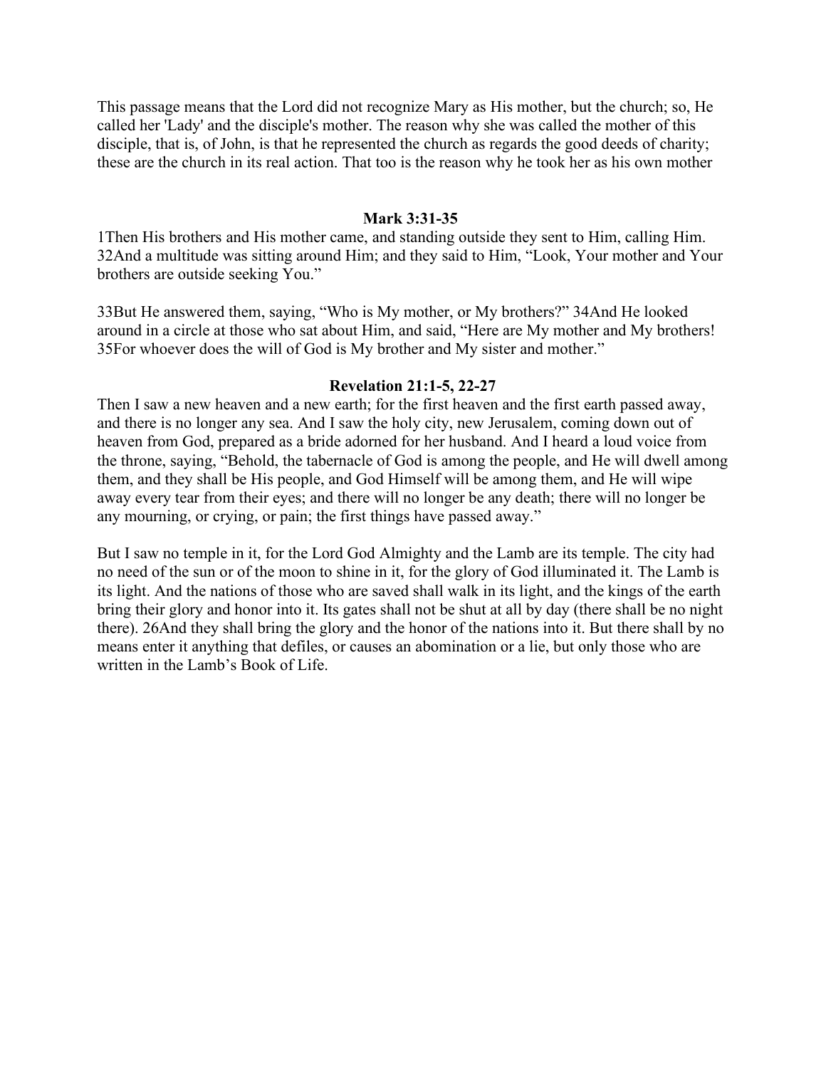This passage means that the Lord did not recognize Mary as His mother, but the church; so, He called her 'Lady' and the disciple's mother. The reason why she was called the mother of this disciple, that is, of John, is that he represented the church as regards the good deeds of charity; these are the church in its real action. That too is the reason why he took her as his own mother

### Mark 3:31-35

1Then His brothers and His mother came, and standing outside they sent to Him, calling Him. 32And a multitude was sitting around Him; and they said to Him, “Look, Your mother and Your brothers are outside seeking You.”

33But He answered them, saying, “Who is My mother, or My brothers?” 34And He looked around in a circle at those who sat about Him, and said, “Here are My mother and My brothers! 35For whoever does the will of God is My brother and My sister and mother.”

### Revelation 21:1-5, 22-27

Then I saw a new heaven and a new earth; for the first heaven and the first earth passed away, and there is no longer any sea. And I saw the holy city, new Jerusalem, coming down out of heaven from God, prepared as a bride adorned for her husband. And I heard a loud voice from the throne, saying, “Behold, the tabernacle of God is among the people, and He will dwell among them, and they shall be His people, and God Himself will be among them, and He will wipe away every tear from their eyes; and there will no longer be any death; there will no longer be any mourning, or crying, or pain; the first things have passed away.”

But I saw no temple in it, for the Lord God Almighty and the Lamb are its temple. The city had no need of the sun or of the moon to shine in it, for the glory of God illuminated it. The Lamb is its light. And the nations of those who are saved shall walk in its light, and the kings of the earth bring their glory and honor into it. Its gates shall not be shut at all by day (there shall be no night there). 26And they shall bring the glory and the honor of the nations into it. But there shall by no means enter it anything that defiles, or causes an abomination or a lie, but only those who are written in the Lamb’s Book of Life.